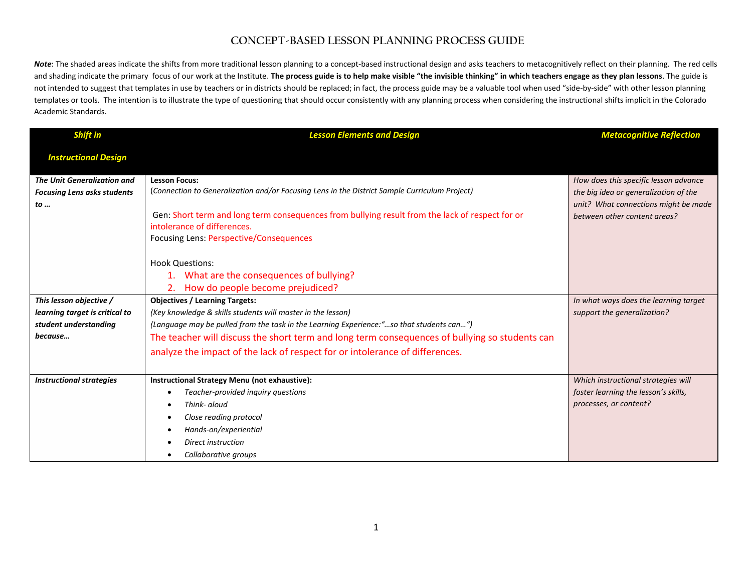# CONCEPT-BASED LESSON PLANNING PROCESS GUIDE

***Note***: The shaded areas indicate the shifts from more traditional lesson planning to a concept-based instructional design and asks teachers to metacognitively reflect on their planning. The red cells and shading indicate the primary focus of our work at the Institute. **The process guide is to help make visible "the invisible thinking" in which teachers engage as they plan lessons**. The guide is not intended to suggest that templates in use by teachers or in districts should be replaced; in fact, the process guide may be a valuable tool when used "side-by-side" with other lesson planning templates or tools. The intention is to illustrate the type of questioning that should occur consistently with any planning process when considering the instructional shifts implicit in the Colorado Academic Standards.

| ***Shift in Instructional Design*** | ***Lesson Elements and Design*** | ***Metacognitive Reflection*** |
|---|---|---|
| ***The Unit Generalization and Focusing Lens asks students to …*** | **Lesson Focus:**<br>(*Connection to Generalization and/or Focusing Lens in the District Sample Curriculum Project)*<br><br>Gen: Short term and long term consequences from bullying result from the lack of respect for or intolerance of differences.<br>Focusing Lens: Perspective/Consequences<br><br>Hook Questions:<br>1. What are the consequences of bullying?<br>2. How do people become prejudiced? | *How does this specific lesson advance the big idea or generalization of the unit? What connections might be made between other content areas?* |
| ***This lesson objective / learning target is critical to student understanding because…*** | **Objectives / Learning Targets:**<br>*(Key knowledge & skills students will master in the lesson)*<br>*(Language may be pulled from the task in the Learning Experience:"…so that students can…")*<br>The teacher will discuss the short term and long term consequences of bullying so students can analyze the impact of the lack of respect for or intolerance of differences. | *In what ways does the learning target support the generalization?* |
| ***Instructional strategies*** | **Instructional Strategy Menu (not exhaustive):**<br>• *Teacher-provided inquiry questions*<br>• *Think- aloud*<br>• *Close reading protocol*<br>• *Hands-on/experiential*<br>• *Direct instruction*<br>• *Collaborative groups* | *Which instructional strategies will foster learning the lesson's skills, processes, or content?* |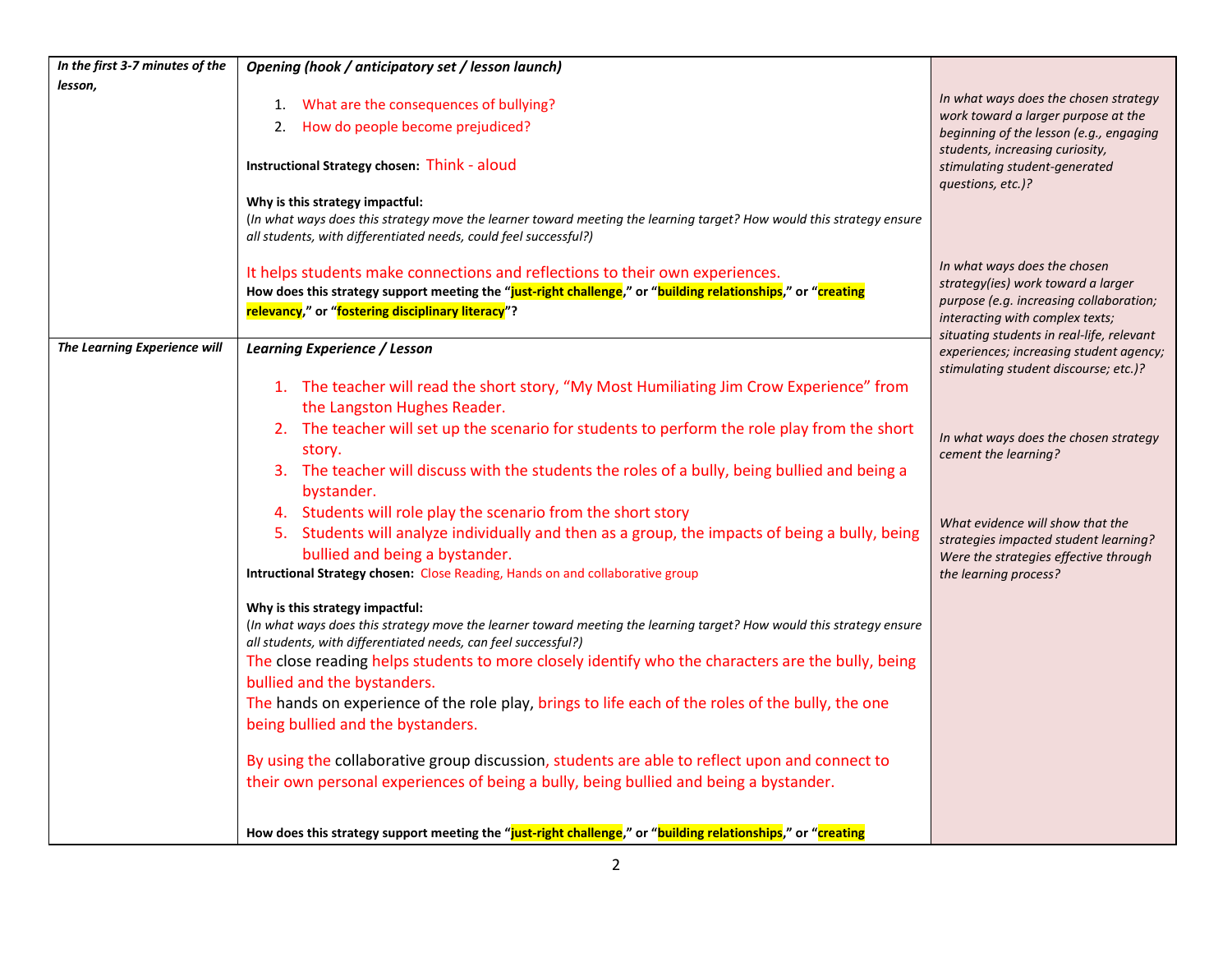| | | |
|---|---|---|
| *In the first 3-7 minutes of the lesson,* | ***Opening (hook / anticipatory set / lesson launch)***<br><br>1. What are the consequences of bullying?<br>2. How do people become prejudiced?<br><br>**Instructional Strategy chosen:** Think - aloud<br><br>**Why is this strategy impactful:**<br>(*In what ways does this strategy move the learner toward meeting the learning target? How would this strategy ensure all students, with differentiated needs, could feel successful?)*<br><br>It helps students make connections and reflections to their own experiences.<br>**How does this strategy support meeting the "just-right challenge," or "building relationships," or "creating relevancy," or "fostering disciplinary literacy"?** | *In what ways does the chosen strategy work toward a larger purpose at the beginning of the lesson (e.g., engaging students, increasing curiosity, stimulating student-generated questions, etc.)?*<br><br>*In what ways does the chosen strategy(ies) work toward a larger purpose (e.g. increasing collaboration; interacting with complex texts; situating students in real-life, relevant experiences; increasing student agency; stimulating student discourse; etc.)?*<br><br>*In what ways does the chosen strategy cement the learning?*<br><br>*What evidence will show that the strategies impacted student learning? Were the strategies effective through the learning process?* |
| *The Learning Experience will* | ***Learning Experience / Lesson***<br><br>1. The teacher will read the short story, "My Most Humiliating Jim Crow Experience" from the Langston Hughes Reader.<br>2. The teacher will set up the scenario for students to perform the role play from the short story.<br>3. The teacher will discuss with the students the roles of a bully, being bullied and being a bystander.<br>4. Students will role play the scenario from the short story<br>5. Students will analyze individually and then as a group, the impacts of being a bully, being bullied and being a bystander.<br><br>**Intructional Strategy chosen:** Close Reading, Hands on and collaborative group<br><br>**Why is this strategy impactful:**<br>(*In what ways does this strategy move the learner toward meeting the learning target? How would this strategy ensure all students, with differentiated needs, can feel successful?)*<br>The close reading helps students to more closely identify who the characters are the bully, being bullied and the bystanders.<br>The hands on experience of the role play, brings to life each of the roles of the bully, the one being bullied and the bystanders.<br><br>By using the collaborative group discussion, students are able to reflect upon and connect to their own personal experiences of being a bully, being bullied and being a bystander.<br><br>**How does this strategy support meeting the "just-right challenge," or "building relationships," or "creating** | |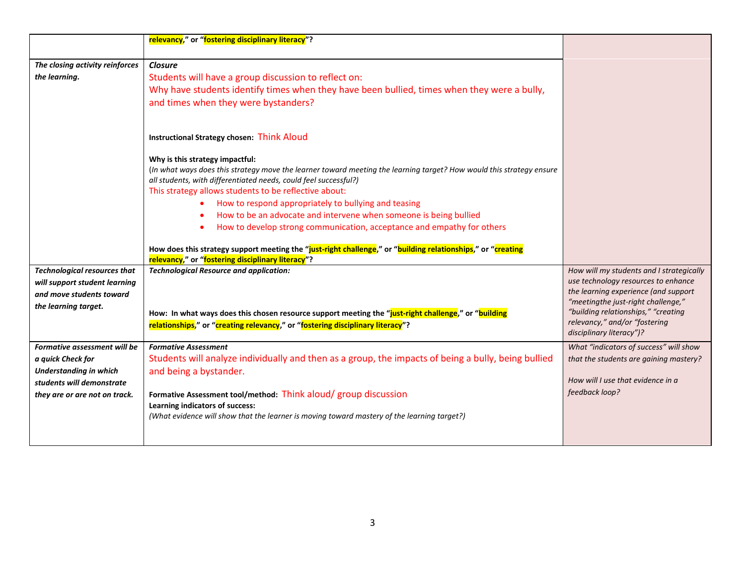| | | |
|---|---|---|
| | relevancy," or "fostering disciplinary literacy"? | |
| *The closing activity reinforces the learning.* | ***Closure***<br>Students will have a group discussion to reflect on:<br>Why have students identify times when they have been bullied, times when they were a bully, and times when they were bystanders?<br><br>**Instructional Strategy chosen:** Think Aloud<br><br>**Why is this strategy impactful:**<br>(*In what ways does this strategy move the learner toward meeting the learning target? How would this strategy ensure all students, with differentiated needs, could feel successful?)*<br>This strategy allows students to be reflective about:<br>• How to respond appropriately to bullying and teasing<br>• How to be an advocate and intervene when someone is being bullied<br>• How to develop strong communication, acceptance and empathy for others<br><br>**How does this strategy support meeting the "just-right challenge," or "building relationships," or "creating relevancy," or "fostering disciplinary literacy"?** | |
| *Technological resources that will support student learning and move students toward the learning target.* | ***Technological Resource and application:***<br><br>**How: In what ways does this chosen resource support meeting the "just-right challenge," or "building relationships," or "creating relevancy," or "fostering disciplinary literacy"?** | *How will my students and I strategically use technology resources to enhance the learning experience (and support "meetingthe just-right challenge," "building relationships," "creating relevancy," and/or "fostering disciplinary literacy")?* |
| *Formative assessment will be a quick Check for Understanding in which students will demonstrate they are or are not on track.* | ***Formative Assessment***<br>Students will analyze individually and then as a group, the impacts of being a bully, being bullied and being a bystander.<br><br>**Formative Assessment tool/method:** Think aloud/ group discussion<br>**Learning indicators of success:**<br>*(What evidence will show that the learner is moving toward mastery of the learning target?)* | *What "indicators of success" will show that the students are gaining mastery?*<br><br>*How will I use that evidence in a feedback loop?* |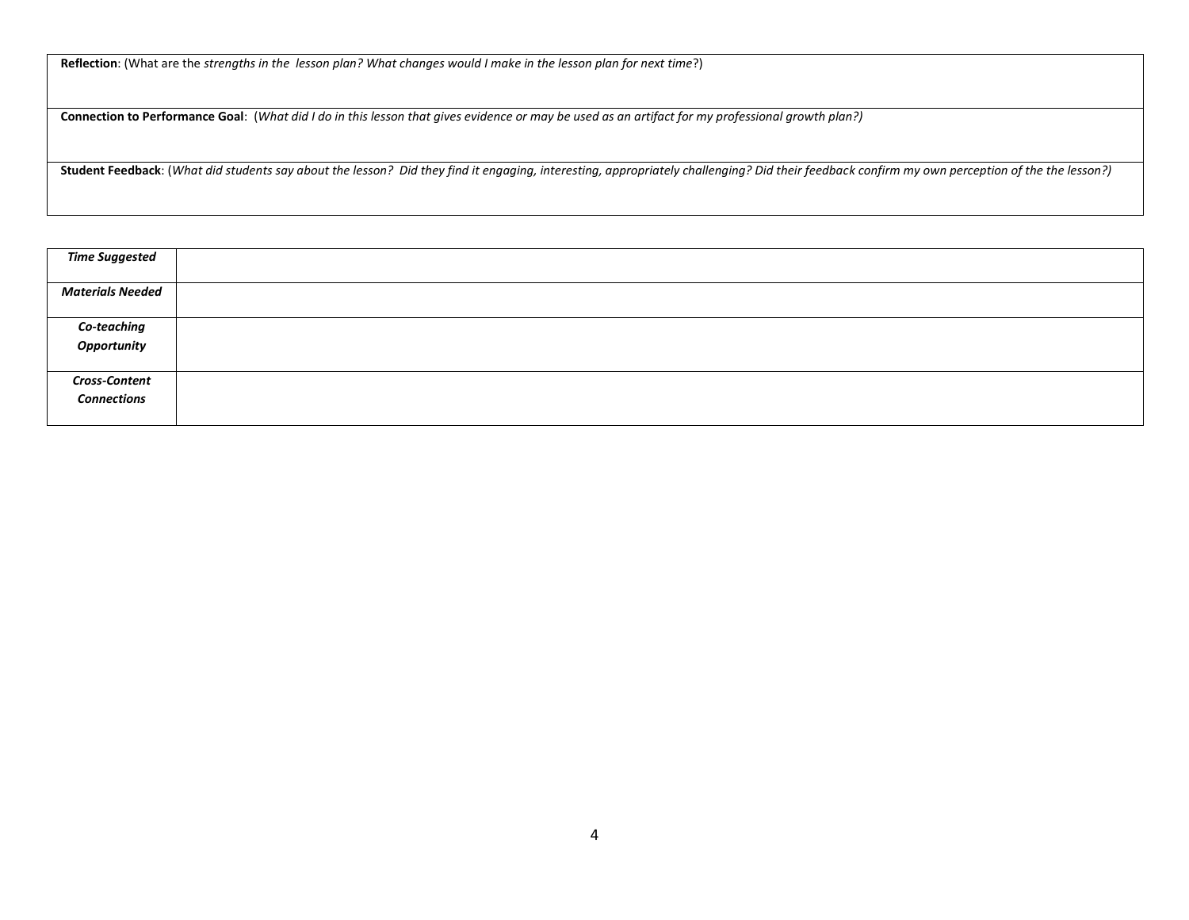| |
|---|
| **Reflection**: (What are the *strengths in the lesson plan? What changes would I make in the lesson plan for next time*?) |
| **Connection to Performance Goal**: (*What did I do in this lesson that gives evidence or may be used as an artifact for my professional growth plan?)* |
| **Student Feedback**: (*What did students say about the lesson? Did they find it engaging, interesting, appropriately challenging? Did their feedback confirm my own perception of the the lesson?)* |

| | |
|---|---|
| ***Time Suggested*** | |
| ***Materials Needed*** | |
| ***Co-teaching Opportunity*** | |
| ***Cross-Content Connections*** | |